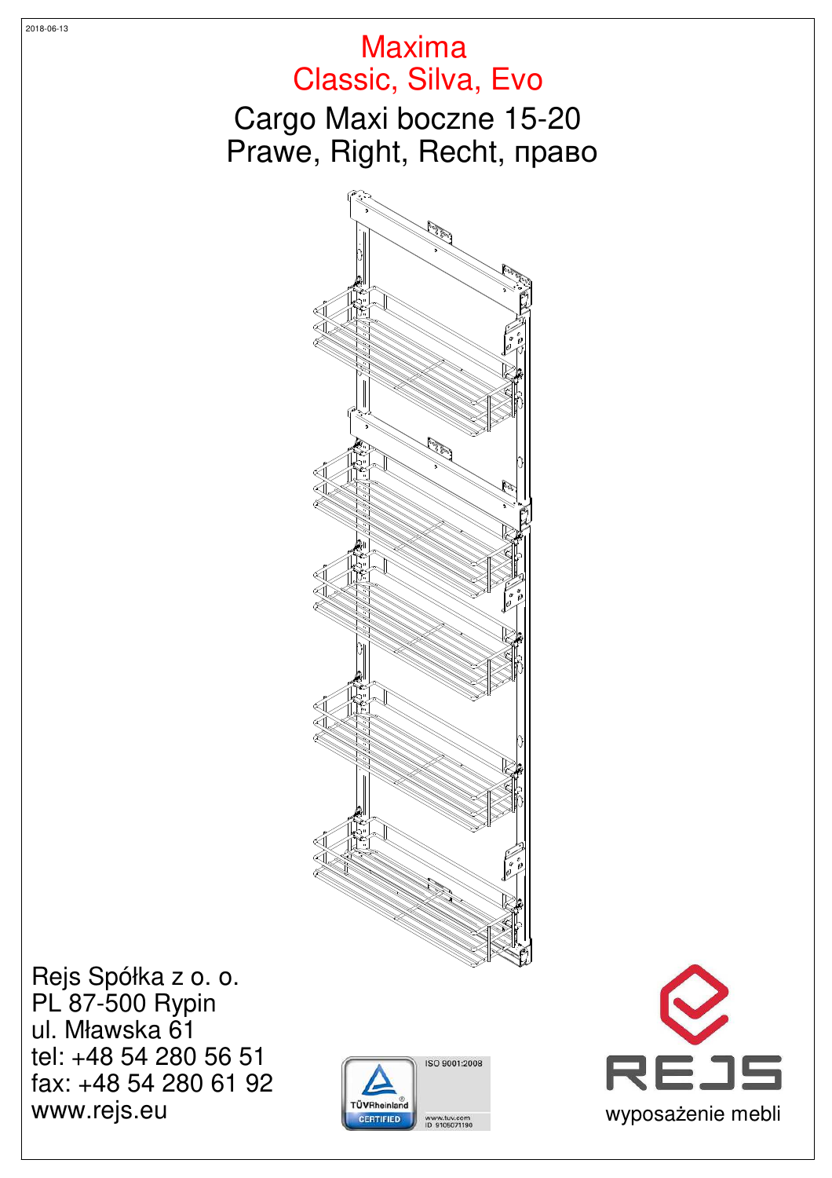2018-06-13

# Maxima
# Classic, Silva, Evo

## Cargo Maxi boczne 15-20
## Prawe, Right, Recht, право

Rejs Spółka z o. o.
PL 87-500 Rypin
ul. Mławska 61
tel: +48 54 280 56 51
fax: +48 54 280 61 92
www.rejs.eu

TÜVRheinland CERTIFIED
ISO 9001:2008
www.tuv.com
ID 9105071190

REJS
wyposażenie mebli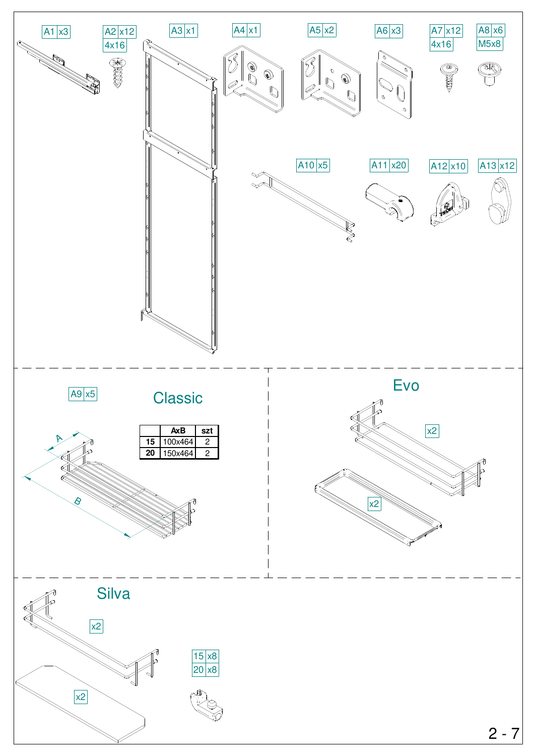A1 x3

A2 x12
4x16

A3 x1

A4 x1

A5 x2

A6 x3

A7 x12
4x16

A8 x6
M5x8

A10 x5

A11 x20

A12 x10

A13 x12

A9 x5

## Classic

| | AxB | szt |
|---|---|---|
| **15** | 100x464 | 2 |
| **20** | 150x464 | 2 |

A

B

## Evo

x2

x2

## Silva

x2

x2

15 x8
20 x8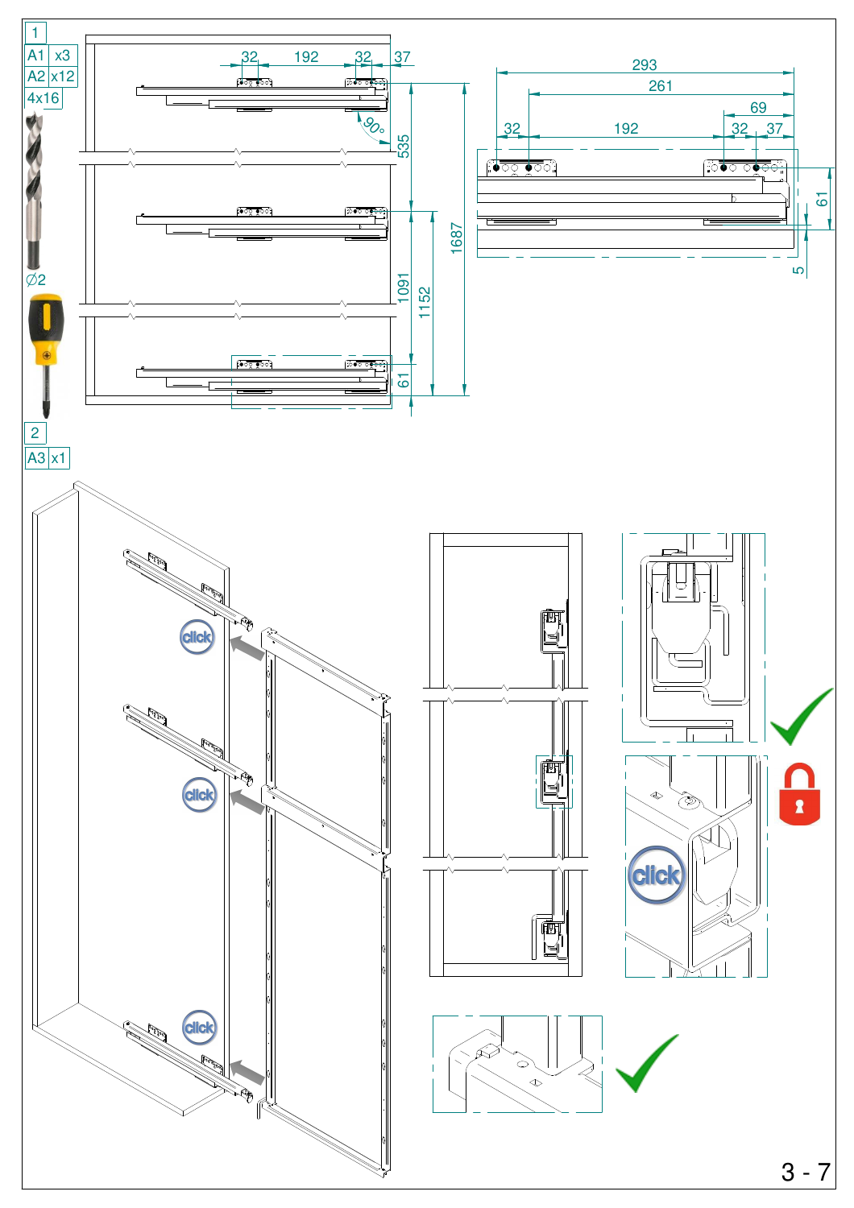1

| A1 | x3 |
|---|---|
| A2 | x12 |

4x16

∅2

32 192 32 37

90°

535

1091

1152

1687

61

293

261

69

32 192 32 37

61

5

2

| A3 | x1 |
|---|---|

click

click

click

click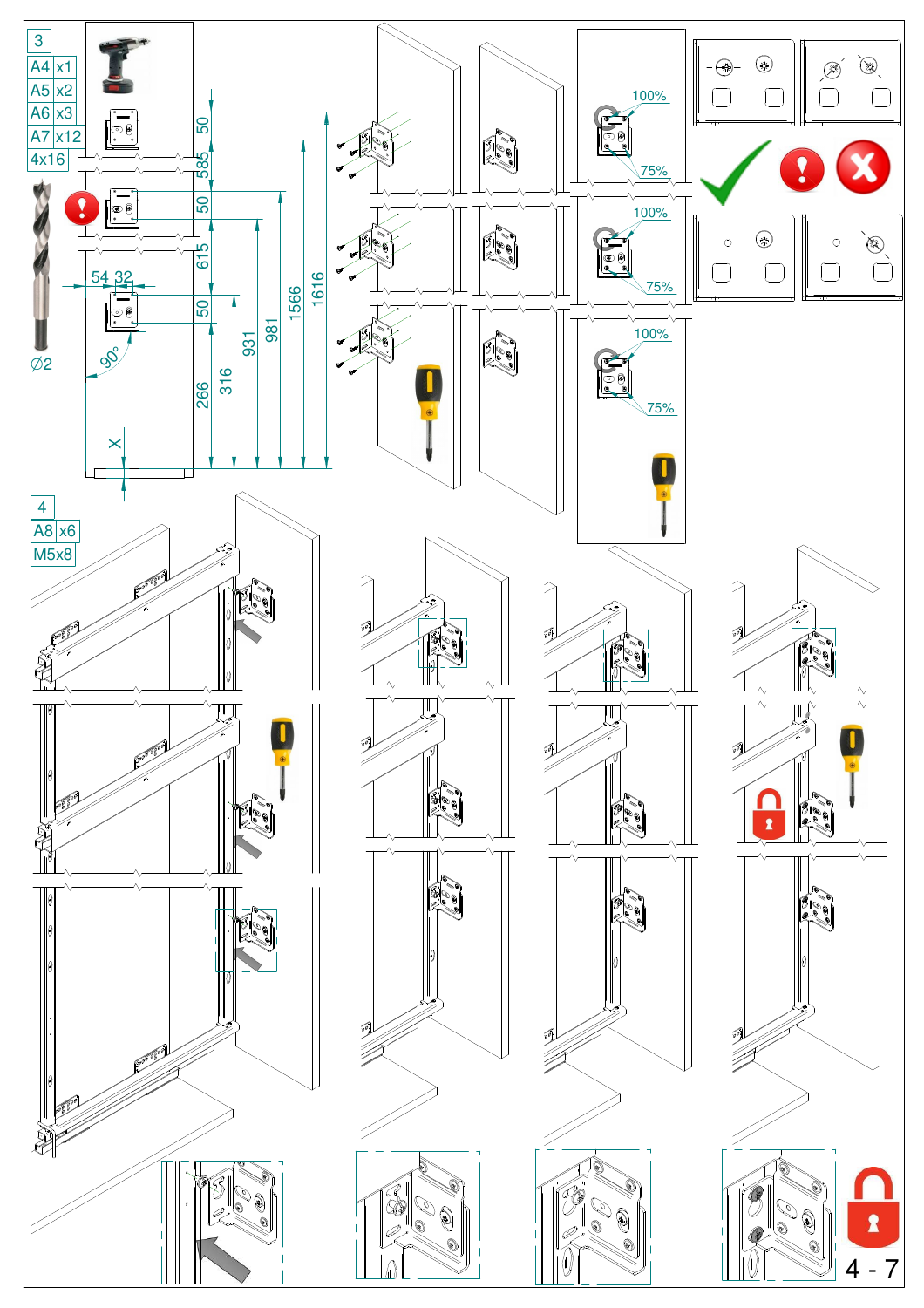3

| | |
|---|---|
| A4 | x1 |
| A5 | x2 |
| A6 | x3 |
| A7 | x12 |
| 4x16 | |

Ø2

50, 585, 50, 615, 54, 32, 50, 90°, 266, 316, 931, 981, 1566, 1616, X

100% 75%

100% 75%

100% 75%

4

| | |
|---|---|
| A8 | x6 |
| M5x8 | |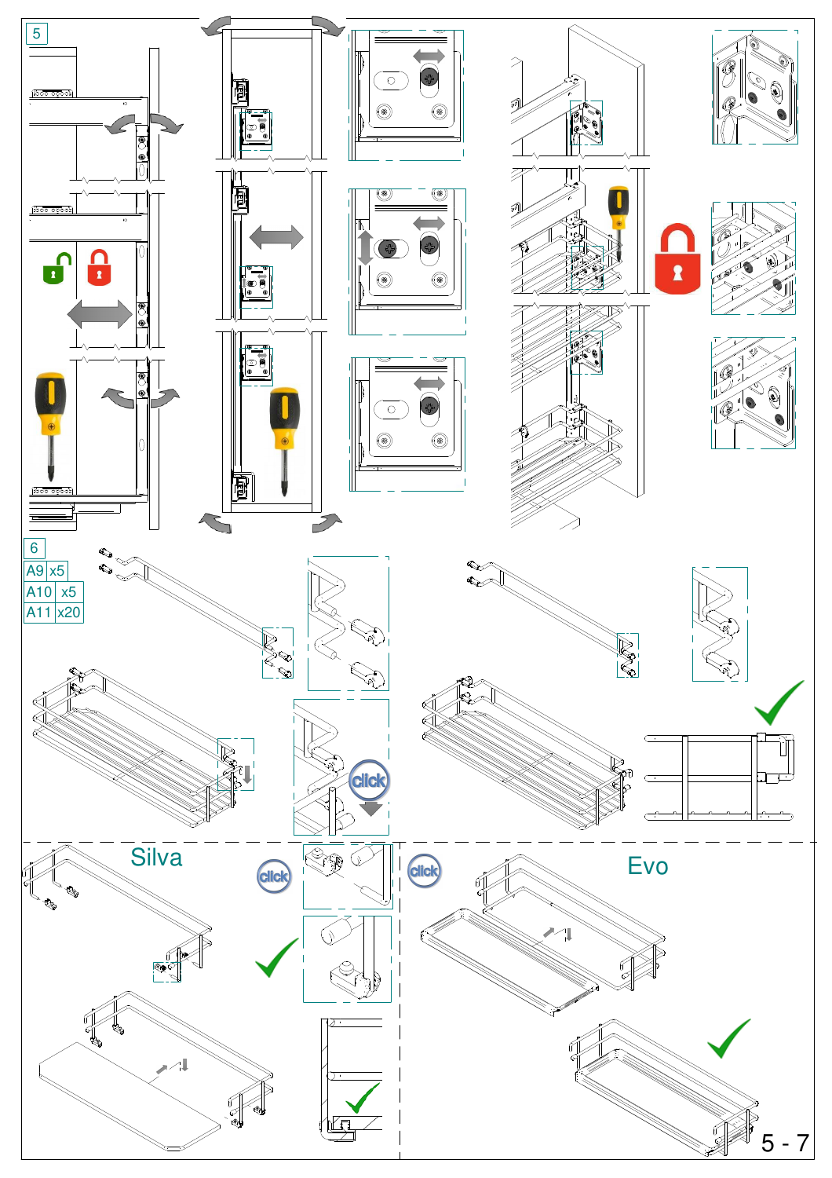5

6

| A9 | x5 |
| --- | --- |
| A10 | x5 |
| A11 | x20 |

click

Silva

click

click

Evo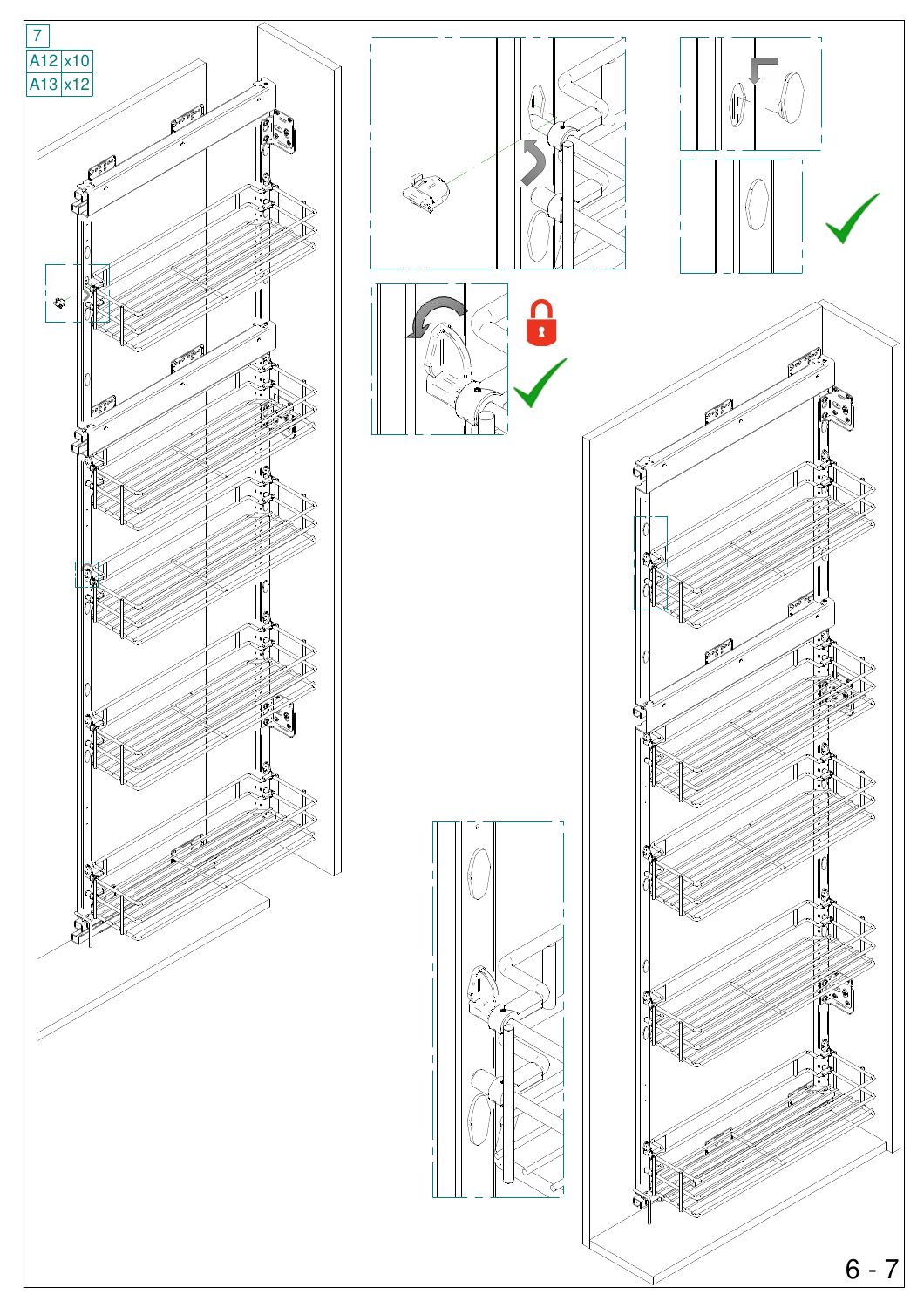7

| A12 | x10 |
| --- | --- |
| A13 | x12 |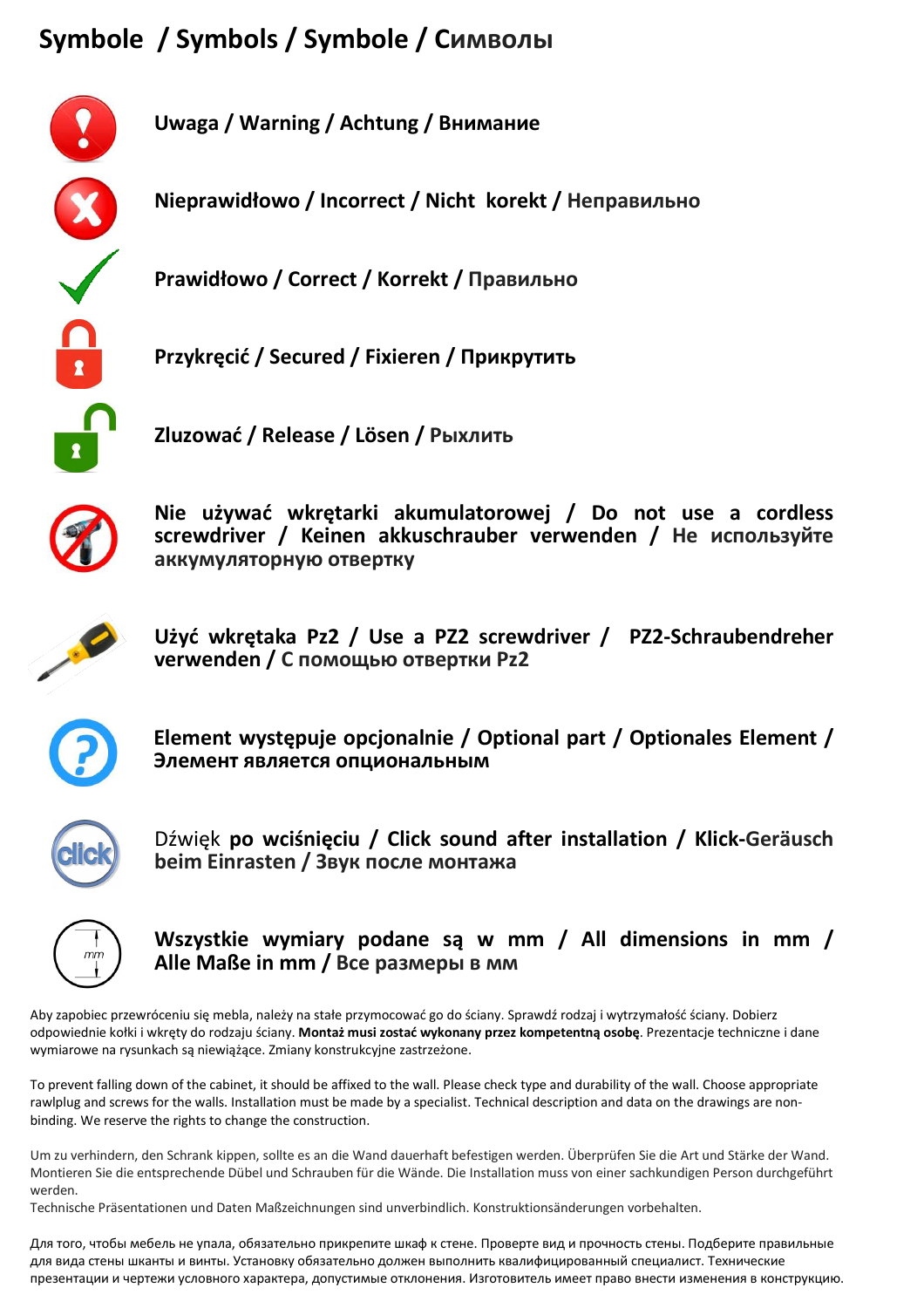# Symbole / Symbols / Symbole / Символы

**Uwaga / Warning / Achtung / Внимание**

**Nieprawidłowo / Incorrect / Nicht korekt / Неправильно**

**Prawidłowo / Correct / Korrekt / Правильно**

**Przykręcić / Secured / Fixieren / Прикрутить**

**Zluzować / Release / Lösen / Рыхлить**

**Nie używać wkrętarki akumulatorowej / Do not use a cordless screwdriver / Keinen akkuschrauber verwenden / Не используйте аккумуляторную отвертку**

**Użyć wkrętaka Pz2 / Use a PZ2 screwdriver / PZ2-Schraubendreher verwenden / С помощью отвертки Pz2**

**Element występuje opcjonalnie / Optional part / Optionales Element / Элемент является опциональным**

Dźwięk **po wciśnięciu / Click sound after installation / Klick-Geräusch beim Einrasten / Звук после монтажа**

mm

**Wszystkie wymiary podane są w mm / All dimensions in mm / Alle Maße in mm / Все размеры в мм**

Aby zapobiec przewróceniu się mebla, należy na stałe przymocować go do ściany. Sprawdź rodzaj i wytrzymałość ściany. Dobierz odpowiednie kołki i wkręty do rodzaju ściany. **Montaż musi zostać wykonany przez kompetentną osobę**. Prezentacje techniczne i dane wymiarowe na rysunkach są niewiążące. Zmiany konstrukcyjne zastrzeżone.

To prevent falling down of the cabinet, it should be affixed to the wall. Please check type and durability of the wall. Choose appropriate rawlplug and screws for the walls. Installation must be made by a specialist. Technical description and data on the drawings are non-binding. We reserve the rights to change the construction.

Um zu verhindern, den Schrank kippen, sollte es an die Wand dauerhaft befestigen werden. Überprüfen Sie die Art und Stärke der Wand. Montieren Sie die entsprechende Dübel und Schrauben für die Wände. Die Installation muss von einer sachkundigen Person durchgeführt werden.
Technische Präsentationen und Daten Maßzeichnungen sind unverbindlich. Konstruktionsänderungen vorbehalten.

Для того, чтобы мебель не упала, обязательно прикрепите шкаф к стене. Проверте вид и прочность стены. Подберите правильные для вида стены шканты и винты. Установку обязательно должен выполнить квалифицированный специалист. Технические презентации и чертежи условного характера, допустимые отклонения. Изготовитель имеет право внести изменения в конструкцию.